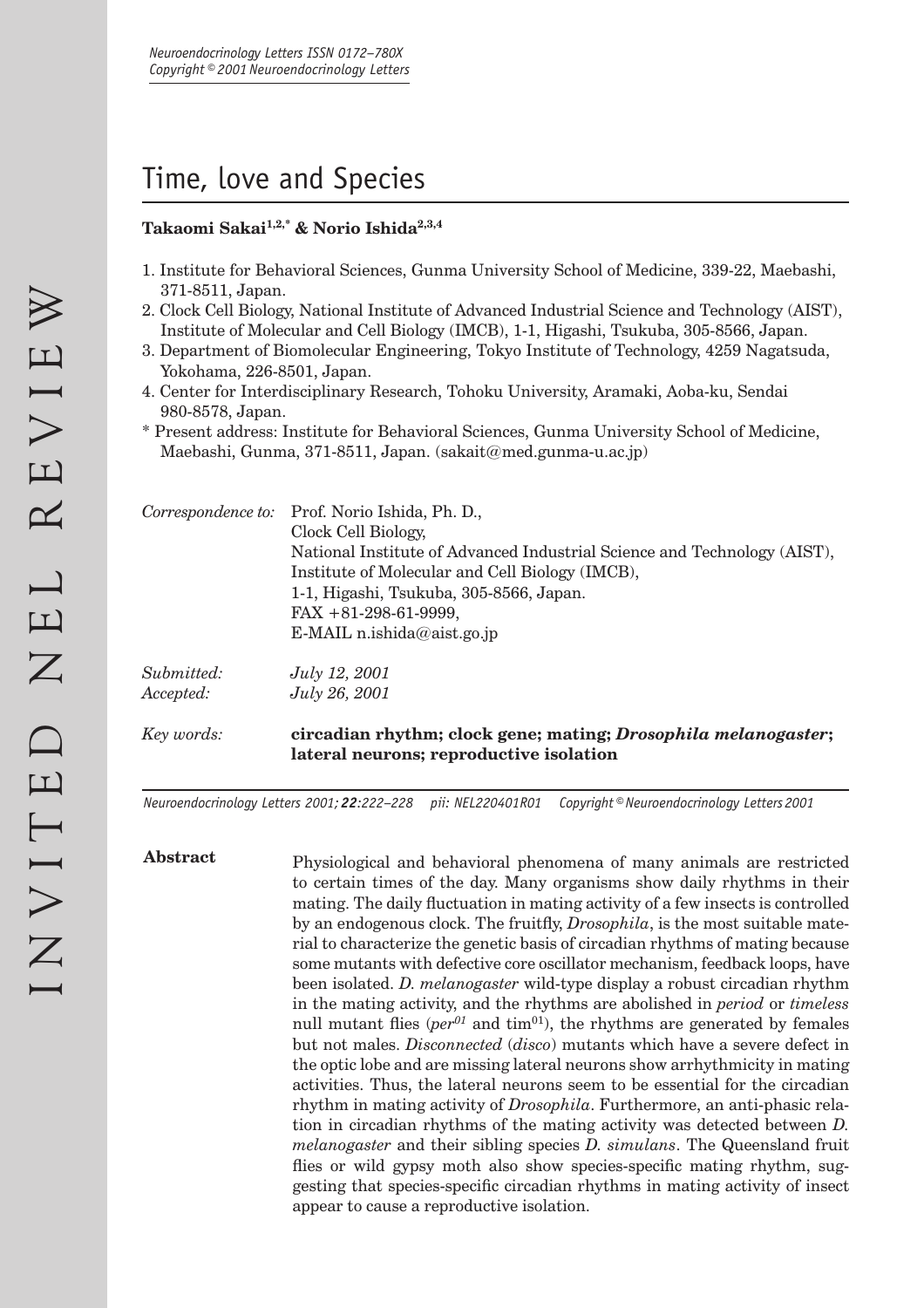# Time, love and Species

**Takaomi Sakai[1,2,*] & Norio Ishida[2,3,4]**

1. Institute for Behavioral Sciences, Gunma University School of Medicine, 339-22, Maebashi, 371-8511, Japan.
2. Clock Cell Biology, National Institute of Advanced Industrial Science and Technology (AIST), Institute of Molecular and Cell Biology (IMCB), 1-1, Higashi, Tsukuba, 305-8566, Japan.
3. Department of Biomolecular Engineering, Tokyo Institute of Technology, 4259 Nagatsuda, Yokohama, 226-8501, Japan.
4. Center for Interdisciplinary Research, Tohoku University, Aramaki, Aoba-ku, Sendai 980-8578, Japan.

\* Present address: Institute for Behavioral Sciences, Gunma University School of Medicine, Maebashi, Gunma, 371-8511, Japan. (sakait@med.gunma-u.ac.jp)

*Correspondence to:* Prof. Norio Ishida, Ph. D.,
Clock Cell Biology,
National Institute of Advanced Industrial Science and Technology (AIST),
Institute of Molecular and Cell Biology (IMCB),
1-1, Higashi, Tsukuba, 305-8566, Japan.
FAX +81-298-61-9999,
E-MAIL n.ishida@aist.go.jp

*Submitted:* *July 12, 2001*
*Accepted:* *July 26, 2001*

*Key words:* **circadian rhythm; clock gene; mating; *Drosophila melanogaster*; lateral neurons; reproductive isolation**

**Abstract**

Physiological and behavioral phenomena of many animals are restricted to certain times of the day. Many organisms show daily rhythms in their mating. The daily fluctuation in mating activity of a few insects is controlled by an endogenous clock. The fruitfly, *Drosophila*, is the most suitable material to characterize the genetic basis of circadian rhythms of mating because some mutants with defective core oscillator mechanism, feedback loops, have been isolated. *D. melanogaster* wild-type display a robust circadian rhythm in the mating activity, and the rhythms are abolished in *period* or *timeless* null mutant flies (*per*$^{01}$ and tim$^{01}$), the rhythms are generated by females but not males. *Disconnected* (*disco*) mutants which have a severe defect in the optic lobe and are missing lateral neurons show arrhythmicity in mating activities. Thus, the lateral neurons seem to be essential for the circadian rhythm in mating activity of *Drosophila*. Furthermore, an anti-phasic relation in circadian rhythms of the mating activity was detected between *D. melanogaster* and their sibling species *D. simulans*. The Queensland fruit flies or wild gypsy moth also show species-specific mating rhythm, suggesting that species-specific circadian rhythms in mating activity of insect appear to cause a reproductive isolation.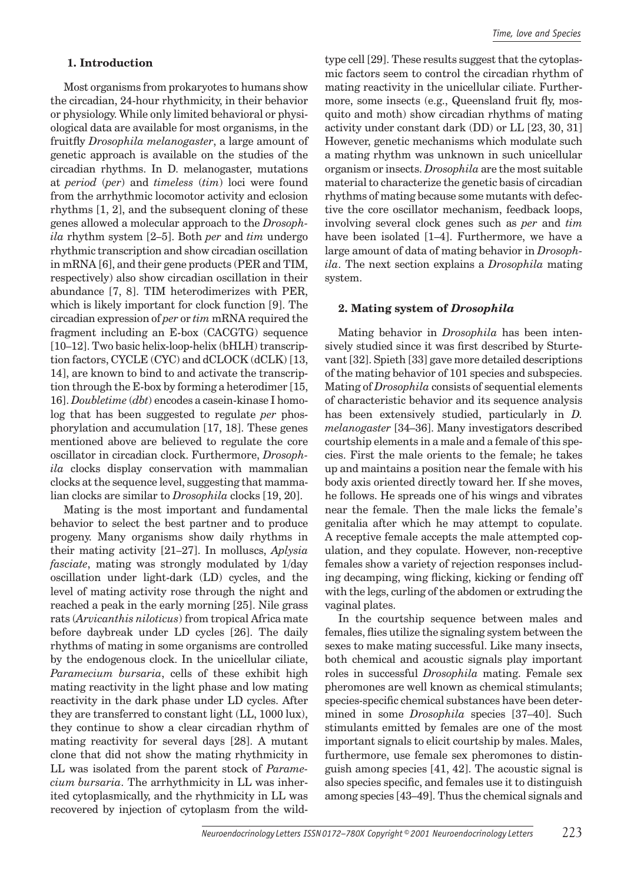## 1. Introduction

Most organisms from prokaryotes to humans show the circadian, 24-hour rhythmicity, in their behavior or physiology. While only limited behavioral or physiological data are available for most organisms, in the fruitfly *Drosophila melanogaster*, a large amount of genetic approach is available on the studies of the circadian rhythms. In D. melanogaster, mutations at *period* (*per*) and *timeless* (*tim*) loci were found from the arrhythmic locomotor activity and eclosion rhythms [1, 2], and the subsequent cloning of these genes allowed a molecular approach to the *Drosophila* rhythm system [2–5]. Both *per* and *tim* undergo rhythmic transcription and show circadian oscillation in mRNA [6], and their gene products (PER and TIM, respectively) also show circadian oscillation in their abundance [7, 8]. TIM heterodimerizes with PER, which is likely important for clock function [9]. The circadian expression of *per* or *tim* mRNA required the fragment including an E-box (CACGTG) sequence [10–12]. Two basic helix-loop-helix (bHLH) transcription factors, CYCLE (CYC) and dCLOCK (dCLK) [13, 14], are known to bind to and activate the transcription through the E-box by forming a heterodimer [15, 16]. *Doubletime* (*dbt*) encodes a casein-kinase I homolog that has been suggested to regulate *per* phosphorylation and accumulation [17, 18]. These genes mentioned above are believed to regulate the core oscillator in circadian clock. Furthermore, *Drosophila* clocks display conservation with mammalian clocks at the sequence level, suggesting that mammalian clocks are similar to *Drosophila* clocks [19, 20].

Mating is the most important and fundamental behavior to select the best partner and to produce progeny. Many organisms show daily rhythms in their mating activity [21–27]. In molluscs, *Aplysia fasciate*, mating was strongly modulated by 1/day oscillation under light-dark (LD) cycles, and the level of mating activity rose through the night and reached a peak in the early morning [25]. Nile grass rats (*Arvicanthis niloticus*) from tropical Africa mate before daybreak under LD cycles [26]. The daily rhythms of mating in some organisms are controlled by the endogenous clock. In the unicellular ciliate, *Paramecium bursaria*, cells of these exhibit high mating reactivity in the light phase and low mating reactivity in the dark phase under LD cycles. After they are transferred to constant light (LL, 1000 lux), they continue to show a clear circadian rhythm of mating reactivity for several days [28]. A mutant clone that did not show the mating rhythmicity in LL was isolated from the parent stock of *Paramecium bursaria*. The arrhythmicity in LL was inherited cytoplasmically, and the rhythmicity in LL was recovered by injection of cytoplasm from the wild-type cell [29]. These results suggest that the cytoplasmic factors seem to control the circadian rhythm of mating reactivity in the unicellular ciliate. Furthermore, some insects (e.g., Queensland fruit fly, mosquito and moth) show circadian rhythms of mating activity under constant dark (DD) or LL [23, 30, 31] However, genetic mechanisms which modulate such a mating rhythm was unknown in such unicellular organism or insects. *Drosophila* are the most suitable material to characterize the genetic basis of circadian rhythms of mating because some mutants with defective the core oscillator mechanism, feedback loops, involving several clock genes such as *per* and *tim* have been isolated [1–4]. Furthermore, we have a large amount of data of mating behavior in *Drosophila*. The next section explains a *Drosophila* mating system.

## 2. Mating system of *Drosophila*

Mating behavior in *Drosophila* has been intensively studied since it was first described by Sturtevant [32]. Spieth [33] gave more detailed descriptions of the mating behavior of 101 species and subspecies. Mating of *Drosophila* consists of sequential elements of characteristic behavior and its sequence analysis has been extensively studied, particularly in *D. melanogaster* [34–36]. Many investigators described courtship elements in a male and a female of this species. First the male orients to the female; he takes up and maintains a position near the female with his body axis oriented directly toward her. If she moves, he follows. He spreads one of his wings and vibrates near the female. Then the male licks the female's genitalia after which he may attempt to copulate. A receptive female accepts the male attempted copulation, and they copulate. However, non-receptive females show a variety of rejection responses including decamping, wing flicking, kicking or fending off with the legs, curling of the abdomen or extruding the vaginal plates.

In the courtship sequence between males and females, flies utilize the signaling system between the sexes to make mating successful. Like many insects, both chemical and acoustic signals play important roles in successful *Drosophila* mating. Female sex pheromones are well known as chemical stimulants; species-specific chemical substances have been determined in some *Drosophila* species [37–40]. Such stimulants emitted by females are one of the most important signals to elicit courtship by males. Males, furthermore, use female sex pheromones to distinguish among species [41, 42]. The acoustic signal is also species specific, and females use it to distinguish among species [43–49]. Thus the chemical signals and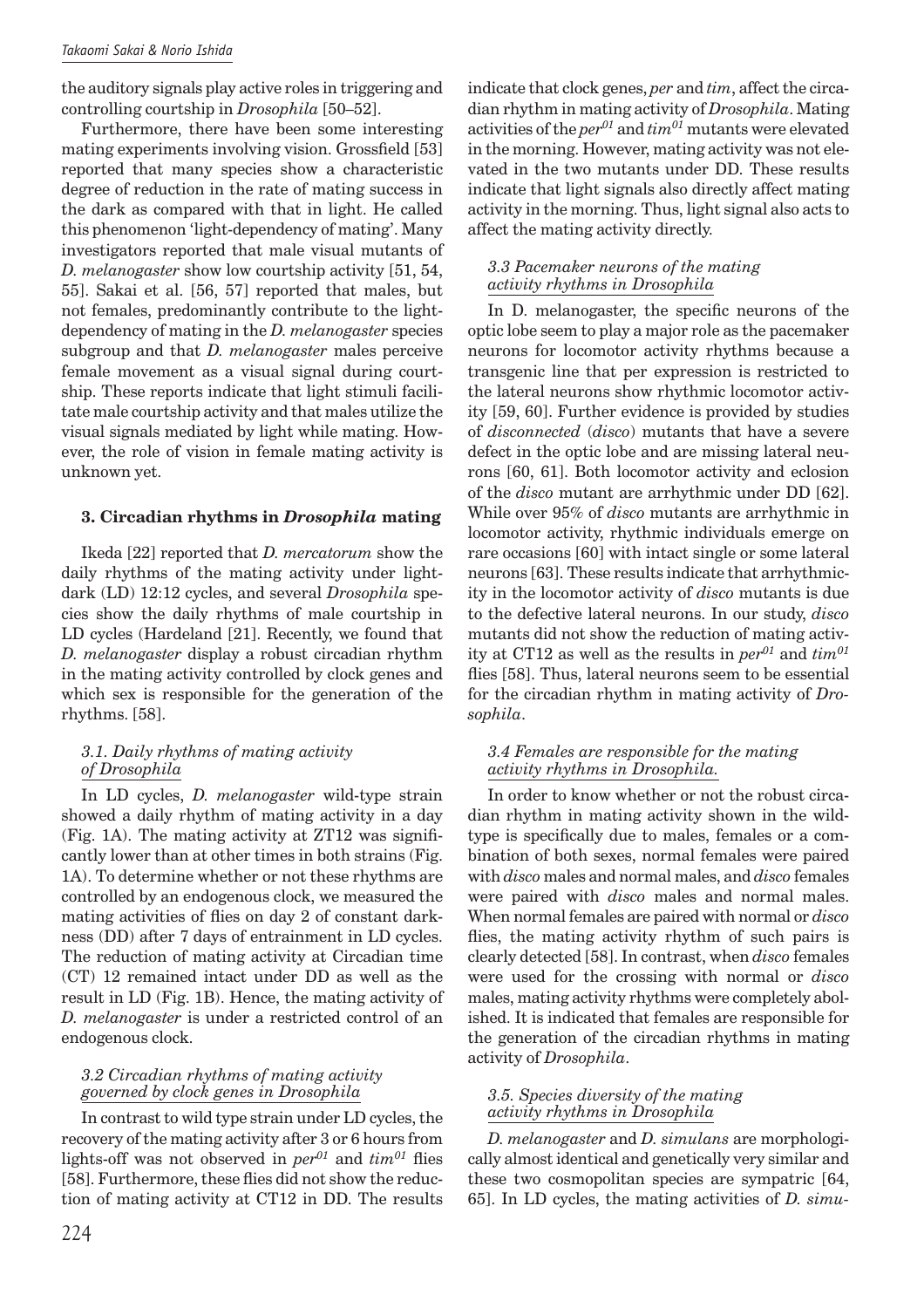the auditory signals play active roles in triggering and controlling courtship in *Drosophila* [50–52].

Furthermore, there have been some interesting mating experiments involving vision. Grossfield [53] reported that many species show a characteristic degree of reduction in the rate of mating success in the dark as compared with that in light. He called this phenomenon 'light-dependency of mating'. Many investigators reported that male visual mutants of *D. melanogaster* show low courtship activity [51, 54, 55]. Sakai et al. [56, 57] reported that males, but not females, predominantly contribute to the light-dependency of mating in the *D. melanogaster* species subgroup and that *D. melanogaster* males perceive female movement as a visual signal during courtship. These reports indicate that light stimuli facilitate male courtship activity and that males utilize the visual signals mediated by light while mating. However, the role of vision in female mating activity is unknown yet.

## 3. Circadian rhythms in *Drosophila* mating

Ikeda [22] reported that *D. mercatorum* show the daily rhythms of the mating activity under light-dark (LD) 12:12 cycles, and several *Drosophila* species show the daily rhythms of male courtship in LD cycles (Hardeland [21]. Recently, we found that *D. melanogaster* display a robust circadian rhythm in the mating activity controlled by clock genes and which sex is responsible for the generation of the rhythms. [58].

### 3.1. Daily rhythms of mating activity of *Drosophila*

In LD cycles, *D. melanogaster* wild-type strain showed a daily rhythm of mating activity in a day (Fig. 1A). The mating activity at ZT12 was significantly lower than at other times in both strains (Fig. 1A). To determine whether or not these rhythms are controlled by an endogenous clock, we measured the mating activities of flies on day 2 of constant darkness (DD) after 7 days of entrainment in LD cycles. The reduction of mating activity at Circadian time (CT) 12 remained intact under DD as well as the result in LD (Fig. 1B). Hence, the mating activity of *D. melanogaster* is under a restricted control of an endogenous clock.

### 3.2 Circadian rhythms of mating activity governed by clock genes in *Drosophila*

In contrast to wild type strain under LD cycles, the recovery of the mating activity after 3 or 6 hours from lights-off was not observed in *per*$^{01}$ and *tim*$^{01}$ flies [58]. Furthermore, these flies did not show the reduction of mating activity at CT12 in DD. The results indicate that clock genes, *per* and *tim*, affect the circadian rhythm in mating activity of *Drosophila*. Mating activities of the *per*$^{01}$ and *tim*$^{01}$ mutants were elevated in the morning. However, mating activity was not elevated in the two mutants under DD. These results indicate that light signals also directly affect mating activity in the morning. Thus, light signal also acts to affect the mating activity directly.

### 3.3 Pacemaker neurons of the mating activity rhythms in *Drosophila*

In D. melanogaster, the specific neurons of the optic lobe seem to play a major role as the pacemaker neurons for locomotor activity rhythms because a transgenic line that per expression is restricted to the lateral neurons show rhythmic locomotor activity [59, 60]. Further evidence is provided by studies of *disconnected* (*disco*) mutants that have a severe defect in the optic lobe and are missing lateral neurons [60, 61]. Both locomotor activity and eclosion of the *disco* mutant are arrhythmic under DD [62]. While over 95% of *disco* mutants are arrhythmic in locomotor activity, rhythmic individuals emerge on rare occasions [60] with intact single or some lateral neurons [63]. These results indicate that arrhythmicity in the locomotor activity of *disco* mutants is due to the defective lateral neurons. In our study, *disco* mutants did not show the reduction of mating activity at CT12 as well as the results in *per*$^{01}$ and *tim*$^{01}$ flies [58]. Thus, lateral neurons seem to be essential for the circadian rhythm in mating activity of *Drosophila*.

### 3.4 Females are responsible for the mating activity rhythms in Drosophila.

In order to know whether or not the robust circadian rhythm in mating activity shown in the wild-type is specifically due to males, females or a combination of both sexes, normal females were paired with *disco* males and normal males, and *disco* females were paired with *disco* males and normal males. When normal females are paired with normal or *disco* flies, the mating activity rhythm of such pairs is clearly detected [58]. In contrast, when *disco* females were used for the crossing with normal or *disco* males, mating activity rhythms were completely abolished. It is indicated that females are responsible for the generation of the circadian rhythms in mating activity of *Drosophila*.

### 3.5. Species diversity of the mating activity rhythms in Drosophila

*D. melanogaster* and *D. simulans* are morphologically almost identical and genetically very similar and these two cosmopolitan species are sympatric [64, 65]. In LD cycles, the mating activities of *D. simu-*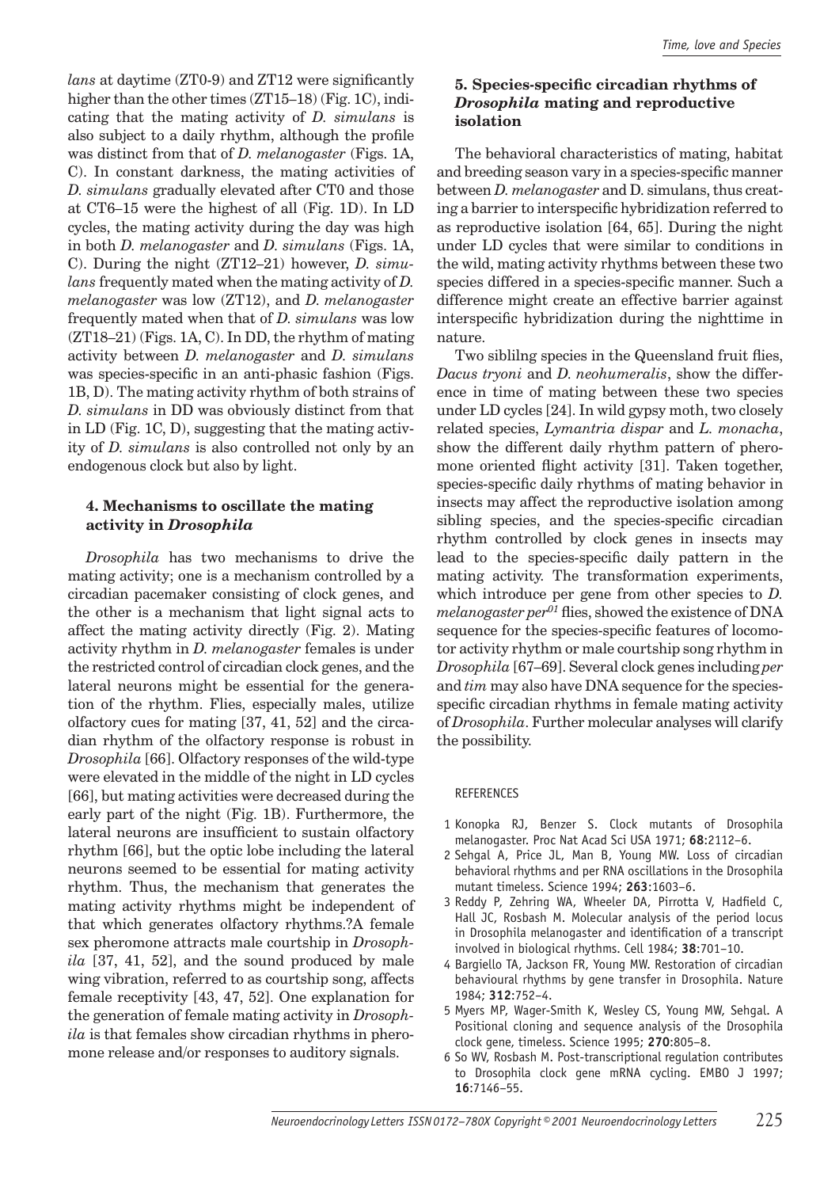*lans* at daytime (ZT0-9) and ZT12 were significantly higher than the other times (ZT15–18) (Fig. 1C), indicating that the mating activity of *D. simulans* is also subject to a daily rhythm, although the profile was distinct from that of *D. melanogaster* (Figs. 1A, C). In constant darkness, the mating activities of *D. simulans* gradually elevated after CT0 and those at CT6–15 were the highest of all (Fig. 1D). In LD cycles, the mating activity during the day was high in both *D. melanogaster* and *D. simulans* (Figs. 1A, C). During the night (ZT12–21) however, *D. simulans* frequently mated when the mating activity of *D. melanogaster* was low (ZT12), and *D. melanogaster* frequently mated when that of *D. simulans* was low (ZT18–21) (Figs. 1A, C). In DD, the rhythm of mating activity between *D. melanogaster* and *D. simulans* was species-specific in an anti-phasic fashion (Figs. 1B, D). The mating activity rhythm of both strains of *D. simulans* in DD was obviously distinct from that in LD (Fig. 1C, D), suggesting that the mating activity of *D. simulans* is also controlled not only by an endogenous clock but also by light.

## 4. Mechanisms to oscillate the mating activity in *Drosophila*

*Drosophila* has two mechanisms to drive the mating activity; one is a mechanism controlled by a circadian pacemaker consisting of clock genes, and the other is a mechanism that light signal acts to affect the mating activity directly (Fig. 2). Mating activity rhythm in *D. melanogaster* females is under the restricted control of circadian clock genes, and the lateral neurons might be essential for the generation of the rhythm. Flies, especially males, utilize olfactory cues for mating [37, 41, 52] and the circadian rhythm of the olfactory response is robust in *Drosophila* [66]. Olfactory responses of the wild-type were elevated in the middle of the night in LD cycles [66], but mating activities were decreased during the early part of the night (Fig. 1B). Furthermore, the lateral neurons are insufficient to sustain olfactory rhythm [66], but the optic lobe including the lateral neurons seemed to be essential for mating activity rhythm. Thus, the mechanism that generates the mating activity rhythms might be independent of that which generates olfactory rhythms.?A female sex pheromone attracts male courtship in *Drosophila* [37, 41, 52], and the sound produced by male wing vibration, referred to as courtship song, affects female receptivity [43, 47, 52]. One explanation for the generation of female mating activity in *Drosophila* is that females show circadian rhythms in pheromone release and/or responses to auditory signals.

## 5. Species-specific circadian rhythms of *Drosophila* mating and reproductive isolation

The behavioral characteristics of mating, habitat and breeding season vary in a species-specific manner between *D. melanogaster* and D. simulans, thus creating a barrier to interspecific hybridization referred to as reproductive isolation [64, 65]. During the night under LD cycles that were similar to conditions in the wild, mating activity rhythms between these two species differed in a species-specific manner. Such a difference might create an effective barrier against interspecific hybridization during the nighttime in nature.

Two siblilng species in the Queensland fruit flies, *Dacus tryoni* and *D. neohumeralis*, show the difference in time of mating between these two species under LD cycles [24]. In wild gypsy moth, two closely related species, *Lymantria dispar* and *L. monacha*, show the different daily rhythm pattern of pheromone oriented flight activity [31]. Taken together, species-specific daily rhythms of mating behavior in insects may affect the reproductive isolation among sibling species, and the species-specific circadian rhythm controlled by clock genes in insects may lead to the species-specific daily pattern in the mating activity. The transformation experiments, which introduce per gene from other species to *D. melanogaster per$^{01}$* flies, showed the existence of DNA sequence for the species-specific features of locomotor activity rhythm or male courtship song rhythm in *Drosophila* [67–69]. Several clock genes including *per* and *tim* may also have DNA sequence for the species-specific circadian rhythms in female mating activity of *Drosophila*. Further molecular analyses will clarify the possibility.

REFERENCES

1. Konopka RJ, Benzer S. Clock mutants of Drosophila melanogaster. Proc Nat Acad Sci USA 1971; **68**:2112–6.
2. Sehgal A, Price JL, Man B, Young MW. Loss of circadian behavioral rhythms and per RNA oscillations in the Drosophila mutant timeless. Science 1994; **263**:1603–6.
3. Reddy P, Zehring WA, Wheeler DA, Pirrotta V, Hadfield C, Hall JC, Rosbash M. Molecular analysis of the period locus in Drosophila melanogaster and identification of a transcript involved in biological rhythms. Cell 1984; **38**:701–10.
4. Bargiello TA, Jackson FR, Young MW. Restoration of circadian behavioural rhythms by gene transfer in Drosophila. Nature 1984; **312**:752–4.
5. Myers MP, Wager-Smith K, Wesley CS, Young MW, Sehgal. A Positional cloning and sequence analysis of the Drosophila clock gene, timeless. Science 1995; **270**:805–8.
6. So WV, Rosbash M. Post-transcriptional regulation contributes to Drosophila clock gene mRNA cycling. EMBO J 1997; **16**:7146–55.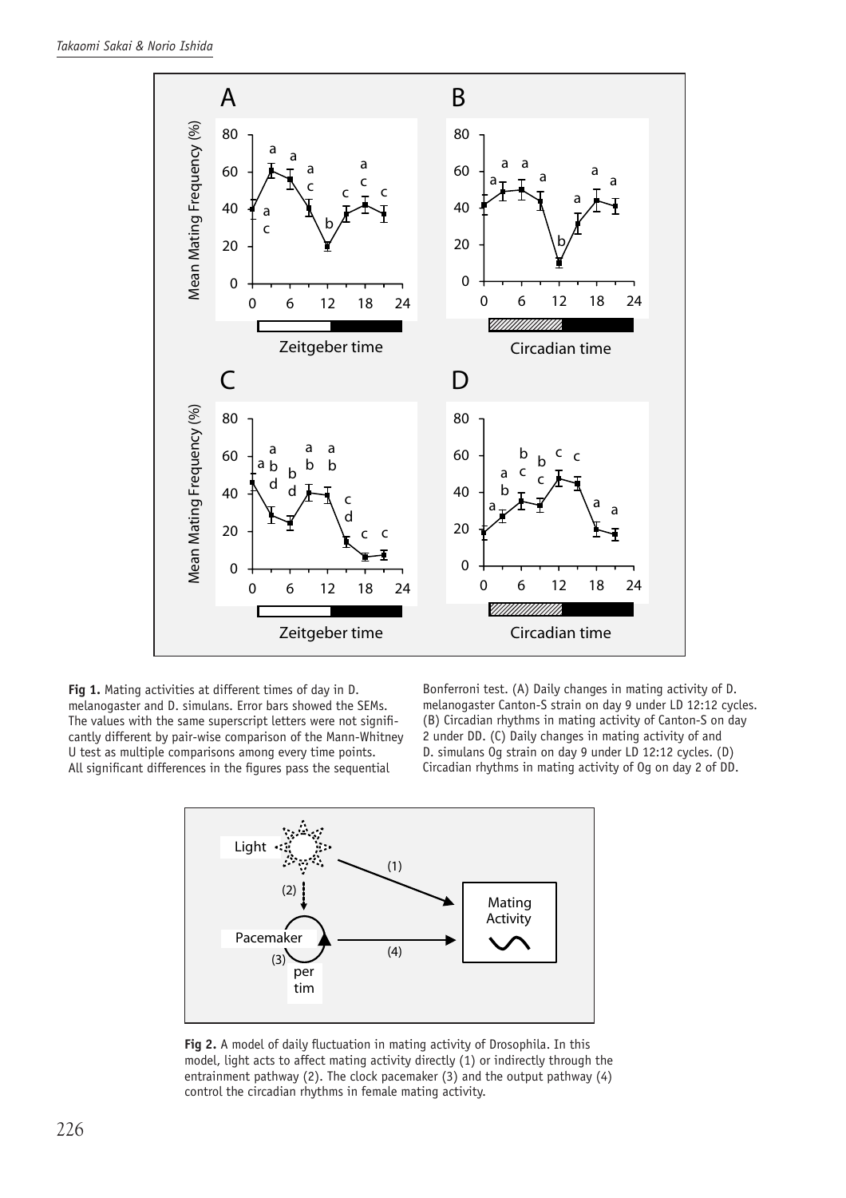**Fig 1.** Mating activities at different times of day in D. melanogaster and D. simulans. Error bars showed the SEMs. The values with the same superscript letters were not significantly different by pair-wise comparison of the Mann-Whitney U test as multiple comparisons among every time points. All significant differences in the figures pass the sequential Bonferroni test. (A) Daily changes in mating activity of D. melanogaster Canton-S strain on day 9 under LD 12:12 cycles. (B) Circadian rhythms in mating activity of Canton-S on day 2 under DD. (C) Daily changes in mating activity of and D. simulans Og strain on day 9 under LD 12:12 cycles. (D) Circadian rhythms in mating activity of Og on day 2 of DD.

**Fig 2.** A model of daily fluctuation in mating activity of Drosophila. In this model, light acts to affect mating activity directly (1) or indirectly through the entrainment pathway (2). The clock pacemaker (3) and the output pathway (4) control the circadian rhythms in female mating activity.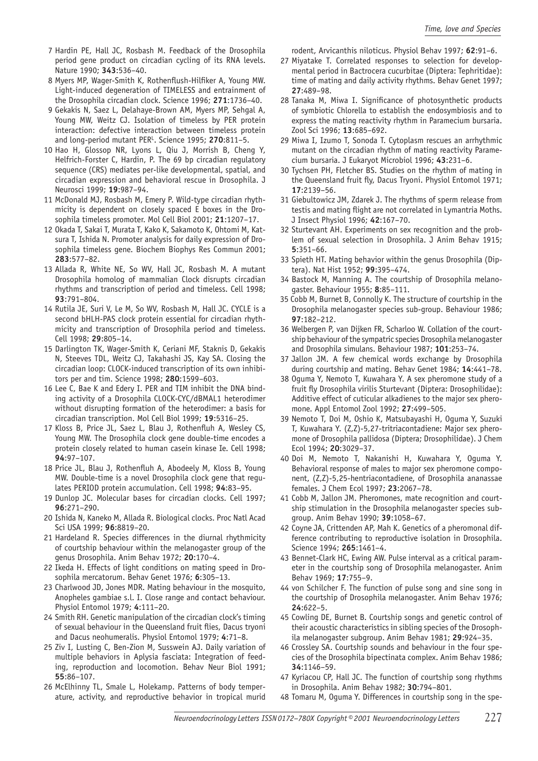7 Hardin PE, Hall JC, Rosbash M. Feedback of the Drosophila period gene product on circadian cycling of its RNA levels. Nature 1990; **343**:536–40.

8 Myers MP, Wager-Smith K, Rothenflush-Hilfiker A, Young MW. Light-induced degeneration of TIMELESS and entrainment of the Drosophila circadian clock. Science 1996; **271**:1736–40.

9 Gekakis N, Saez L, Delahaye-Brown AM, Myers MP, Sehgal A, Young MW, Weitz CJ. Isolation of timeless by PER protein interaction: defective interaction between timeless protein and long-period mutant PER$^{L}$. Science 1995; **270**:811–5.

10 Hao H, Glossop NR, Lyons L, Qiu J, Morrish B, Cheng Y, Helfrich-Forster C, Hardin, P. The 69 bp circadian regulatory sequence (CRS) mediates per-like developmental, spatial, and circadian expression and behavioral rescue in Drosophila. J Neurosci 1999; **19**:987–94.

11 McDonald MJ, Rosbash M, Emery P. Wild-type circadian rhythmicity is dependent on closely spaced E boxes in the Drosophila timeless promoter. Mol Cell Biol 2001; **21**:1207–17.

12 Okada T, Sakai T, Murata T, Kako K, Sakamoto K, Ohtomi M, Katsura T, Ishida N. Promoter analysis for daily expression of Drosophila timeless gene. Biochem Biophys Res Commun 2001; **283**:577–82.

13 Allada R, White NE, So WV, Hall JC, Rosbash M. A mutant Drosophila homolog of mammalian Clock disrupts circadian rhythms and transcription of period and timeless. Cell 1998; **93**:791–804.

14 Rutila JE, Suri V, Le M, So WV, Rosbash M, Hall JC. CYCLE is a second bHLH-PAS clock protein essential for circadian rhythmicity and transcription of Drosophila period and timeless. Cell 1998; **29**:805–14.

15 Darlington TK, Wager-Smith K, Ceriani MF, Staknis D, Gekakis N, Steeves TDL, Weitz CJ, Takahashi JS, Kay SA. Closing the circadian loop: CLOCK-induced transcription of its own inhibitors per and tim. Science 1998; **280**:1599–603.

16 Lee C, Bae K and Edery I. PER and TIM inhibit the DNA binding activity of a Drosophila CLOCK-CYC/dBMAL1 heterodimer without disrupting formation of the heterodimer: a basis for circadian transcription. Mol Cell Biol 1999; **19**:5316–25.

17 Kloss B, Price JL, Saez L, Blau J, Rothenfluh A, Wesley CS, Young MW. The Drosophila clock gene double-time encodes a protein closely related to human casein kinase Ie. Cell 1998; **94**:97–107.

18 Price JL, Blau J, Rothenfluh A, Abodeely M, Kloss B, Young MW. Double-time is a novel Drosophila clock gene that regulates PERIOD protein accumulation. Cell 1998; **94**:83–95.

19 Dunlop JC. Molecular bases for circadian clocks. Cell 1997; **96**:271–290.

20 Ishida N, Kaneko M, Allada R. Biological clocks. Proc Natl Acad Sci USA 1999; **96**:8819–20.

21 Hardeland R. Species differences in the diurnal rhythmicity of courtship behaviour within the melanogaster group of the genus Drosophila. Anim Behav 1972; **20**:170–4.

22 Ikeda H. Effects of light conditions on mating speed in Drosophila mercatorum. Behav Genet 1976; **6**:305–13.

23 Charlwood JD, Jones MDR. Mating behaviour in the mosquito, Anopheles gambiae s.l. I. Close range and contact behaviour. Physiol Entomol 1979; **4**:111–20.

24 Smith RH. Genetic manipulation of the circadian clock's timing of sexual behaviour in the Queensland fruit flies, Dacus tryoni and Dacus neohumeralis. Physiol Entomol 1979; **4**:71–8.

25 Ziv I, Lusting C, Ben-Zion M, Susswein AJ. Daily variation of multiple behaviors in Aplysia fasciata: Integration of feeding, reproduction and locomotion. Behav Neur Biol 1991; **55**:86–107.

26 McElhinny TL, Smale L, Holekamp. Patterns of body temperature, activity, and reproductive behavior in tropical murid rodent, Arvicanthis niloticus. Physiol Behav 1997; **62**:91–6.

27 Miyatake T. Correlated responses to selection for developmental period in Bactrocera cucurbitae (Diptera: Tephritidae): time of mating and daily activity rhythms. Behav Genet 1997; **27**:489–98.

28 Tanaka M, Miwa I. Significance of photosynthetic products of symbiotic Chlorella to establish the endosymbiosis and to express the mating reactivity rhythm in Paramecium bursaria. Zool Sci 1996; **13**:685–692.

29 Miwa I, Izumo T, Sonoda T. Cytoplasm rescues an arrhythmic mutant on the circadian rhythm of mating reactivity Paramecium bursaria. J Eukaryot Microbiol 1996; **43**:231–6.

30 Tychsen PH, Fletcher BS. Studies on the rhythm of mating in the Queensland fruit fly, Dacus Tryoni. Physiol Entomol 1971; **17**:2139–56.

31 Giebultowicz JM, Zdarek J. The rhythms of sperm release from testis and mating flight are not correlated in Lymantria Moths. J Insect Physiol 1996; **42**:167–70.

32 Sturtevant AH. Experiments on sex recognition and the problem of sexual selection in Drosophila. J Anim Behav 1915; **5**:351–66.

33 Spieth HT. Mating behavior within the genus Drosophila (Diptera). Nat Hist 1952; **99**:395–474.

34 Bastock M, Manning A. The courtship of Drosophila melanogaster. Behaviour 1955; **8**:85–111.

35 Cobb M, Burnet B, Connolly K. The structure of courtship in the Drosophila melanogaster species sub-group. Behaviour 1986; **97**:182–212.

36 Welbergen P, van Dijken FR, Scharloo W. Collation of the courtship behaviour of the sympatric species Drosophila melanogaster and Drosophila simulans. Behaviour 1987; **101**:253–74.

37 Jallon JM. A few chemical words exchange by Drosophila during courtship and mating. Behav Genet 1984; **14**:441–78.

38 Oguma Y, Nemoto T, Kuwahara Y. A sex pheromone study of a fruit fly Drosophila virilis Sturtevant (Diptera: Drosophilidae): Additive effect of cuticular alkadienes to the major sex pheromone. Appl Entomol Zool 1992; **27**:499–505.

39 Nemoto T, Doi M, Oshio K, Matsubayashi H, Oguma Y, Suzuki T, Kuwahara Y. (Z,Z)-5,27-tritriacontadiene: Major sex pheromone of Drosophila pallidosa (Diptera; Drosophilidae). J Chem Ecol 1994; **20**:3029–37.

40 Doi M, Nemoto T, Nakanishi H, Kuwahara Y, Oguma Y. Behavioral response of males to major sex pheromone component, (Z,Z)-5,25-hentriacontadiene, of Drosophila ananassae females. J Chem Ecol 1997; **23**:2067–78.

41 Cobb M, Jallon JM. Pheromones, mate recognition and courtship stimulation in the Drosophila melanogaster species subgroup. Anim Behav 1990; **39**:1058–67.

42 Coyne JA, Crittenden AP, Mah K. Genetics of a pheromonal difference contributing to reproductive isolation in Drosophila. Science 1994; **265**:1461–4.

43 Bennet-Clark HC, Ewing AW. Pulse interval as a critical parameter in the courtship song of Drosophila melanogaster. Anim Behav 1969; **17**:755–9.

44 von Schilcher F. The function of pulse song and sine song in the courtship of Drosophila melanogaster. Anim Behav 1976; **24**:622–5.

45 Cowling DE, Burnet B. Courtship songs and genetic control of their acoustic characteristics in sibling species of the Drosophila melanogaster subgroup. Anim Behav 1981; **29**:924–35.

46 Crossley SA. Courtship sounds and behaviour in the four species of the Drosophila bipectinata complex. Anim Behav 1986; **34**:1146–59.

47 Kyriacou CP, Hall JC. The function of courtship song rhythms in Drosophila. Anim Behav 1982; **30**:794–801.

48 Tomaru M, Oguma Y. Differences in courtship song in the spe-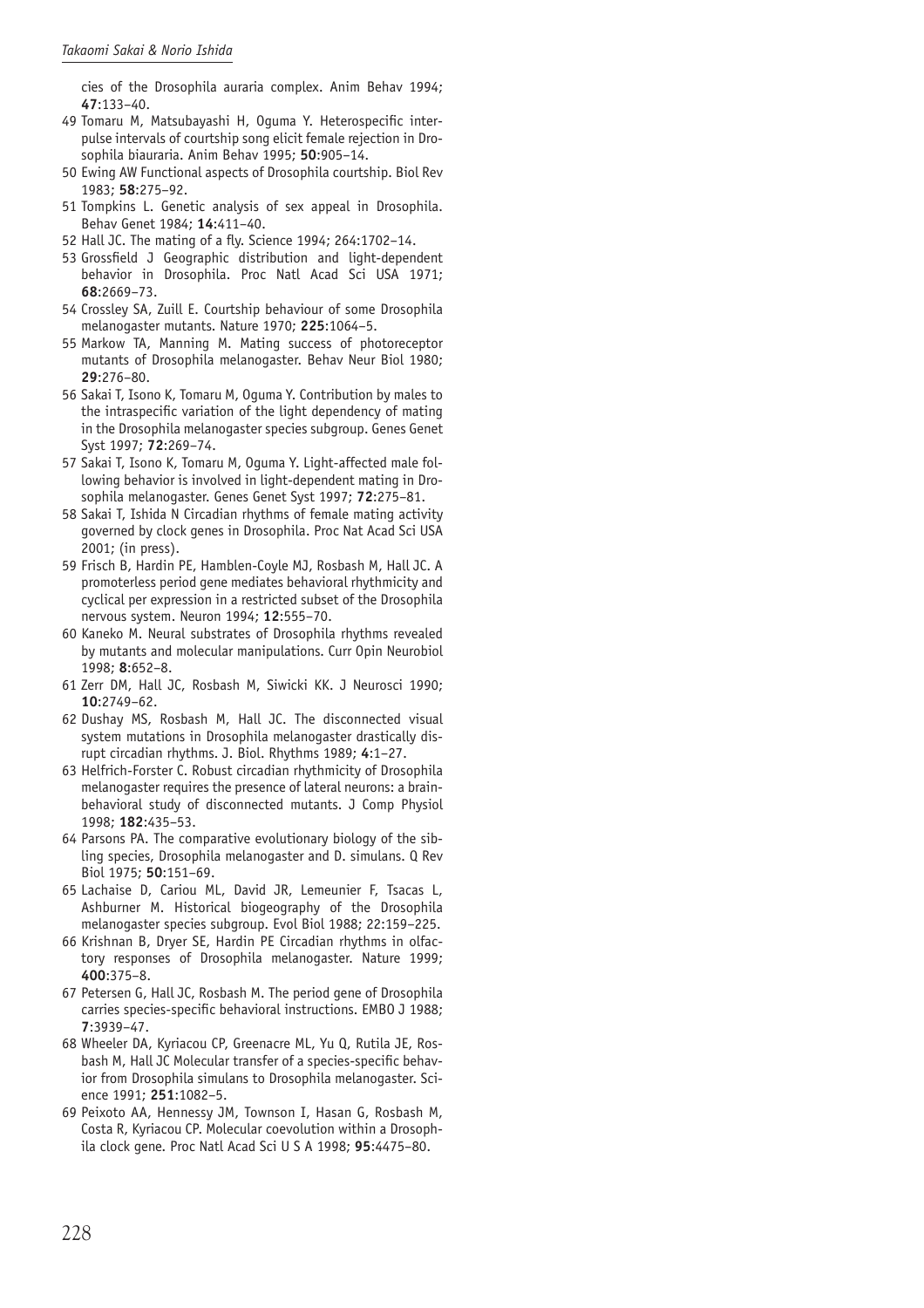cies of the Drosophila auraria complex. Anim Behav 1994; **47**:133–40.

49 Tomaru M, Matsubayashi H, Oguma Y. Heterospecific interpulse intervals of courtship song elicit female rejection in Drosophila biauraria. Anim Behav 1995; **50**:905–14.

50 Ewing AW Functional aspects of Drosophila courtship. Biol Rev 1983; **58**:275–92.

51 Tompkins L. Genetic analysis of sex appeal in Drosophila. Behav Genet 1984; **14**:411–40.

52 Hall JC. The mating of a fly. Science 1994; 264:1702–14.

53 Grossfield J Geographic distribution and light-dependent behavior in Drosophila. Proc Natl Acad Sci USA 1971; **68**:2669–73.

54 Crossley SA, Zuill E. Courtship behaviour of some Drosophila melanogaster mutants. Nature 1970; **225**:1064–5.

55 Markow TA, Manning M. Mating success of photoreceptor mutants of Drosophila melanogaster. Behav Neur Biol 1980; **29**:276–80.

56 Sakai T, Isono K, Tomaru M, Oguma Y. Contribution by males to the intraspecific variation of the light dependency of mating in the Drosophila melanogaster species subgroup. Genes Genet Syst 1997; **72**:269–74.

57 Sakai T, Isono K, Tomaru M, Oguma Y. Light-affected male following behavior is involved in light-dependent mating in Drosophila melanogaster. Genes Genet Syst 1997; **72**:275–81.

58 Sakai T, Ishida N Circadian rhythms of female mating activity governed by clock genes in Drosophila. Proc Nat Acad Sci USA 2001; (in press).

59 Frisch B, Hardin PE, Hamblen-Coyle MJ, Rosbash M, Hall JC. A promoterless period gene mediates behavioral rhythmicity and cyclical per expression in a restricted subset of the Drosophila nervous system. Neuron 1994; **12**:555–70.

60 Kaneko M. Neural substrates of Drosophila rhythms revealed by mutants and molecular manipulations. Curr Opin Neurobiol 1998; **8**:652–8.

61 Zerr DM, Hall JC, Rosbash M, Siwicki KK. J Neurosci 1990; **10**:2749–62.

62 Dushay MS, Rosbash M, Hall JC. The disconnected visual system mutations in Drosophila melanogaster drastically disrupt circadian rhythms. J. Biol. Rhythms 1989; **4**:1–27.

63 Helfrich-Forster C. Robust circadian rhythmicity of Drosophila melanogaster requires the presence of lateral neurons: a brain-behavioral study of disconnected mutants. J Comp Physiol 1998; **182**:435–53.

64 Parsons PA. The comparative evolutionary biology of the sibling species, Drosophila melanogaster and D. simulans. Q Rev Biol 1975; **50**:151–69.

65 Lachaise D, Cariou ML, David JR, Lemeunier F, Tsacas L, Ashburner M. Historical biogeography of the Drosophila melanogaster species subgroup. Evol Biol 1988; 22:159–225.

66 Krishnan B, Dryer SE, Hardin PE Circadian rhythms in olfactory responses of Drosophila melanogaster. Nature 1999; **400**:375–8.

67 Petersen G, Hall JC, Rosbash M. The period gene of Drosophila carries species-specific behavioral instructions. EMBO J 1988; **7**:3939–47.

68 Wheeler DA, Kyriacou CP, Greenacre ML, Yu Q, Rutila JE, Rosbash M, Hall JC Molecular transfer of a species-specific behavior from Drosophila simulans to Drosophila melanogaster. Science 1991; **251**:1082–5.

69 Peixoto AA, Hennessy JM, Townson I, Hasan G, Rosbash M, Costa R, Kyriacou CP. Molecular coevolution within a Drosophila clock gene. Proc Natl Acad Sci U S A 1998; **95**:4475–80.